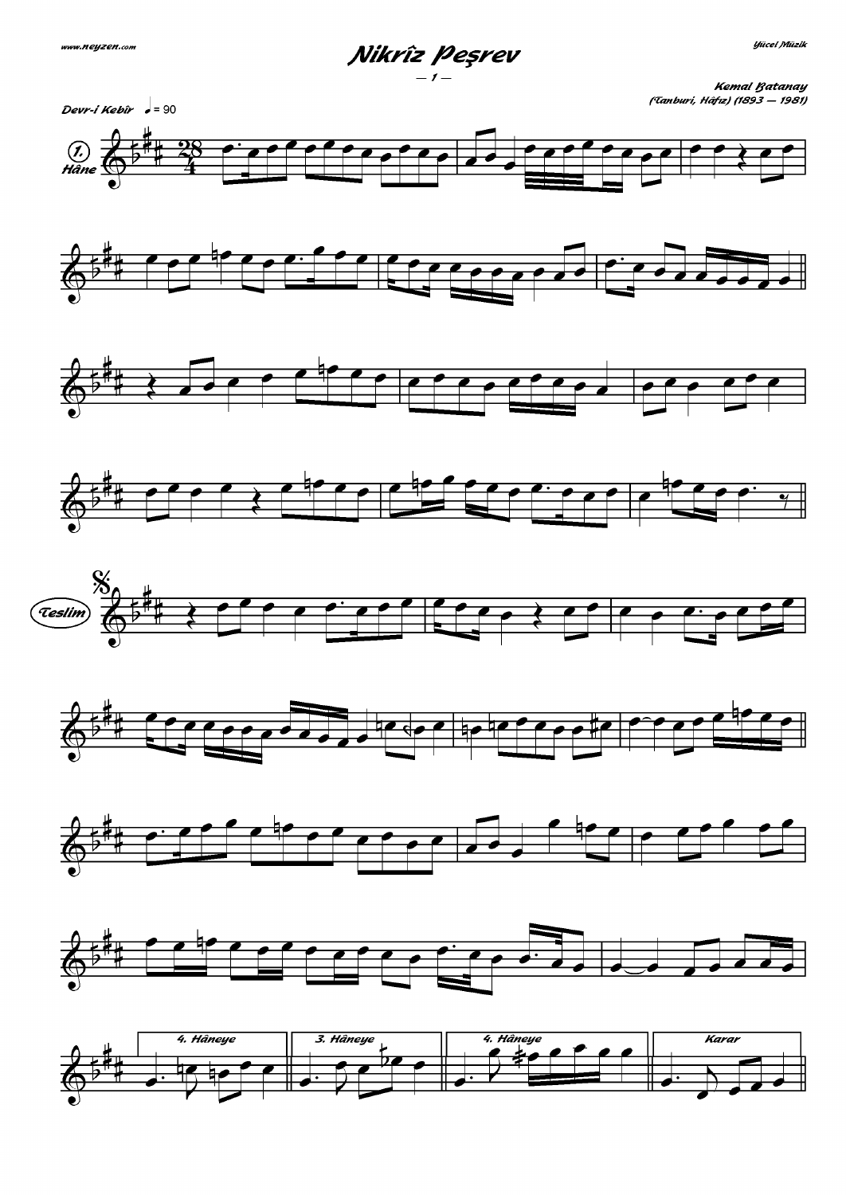# Nikrîz Peşrev

Kemal Batanay
(Tanburi, Hâfız) (1893 — 1981)

Devr-i Kebîr ♩= 90

1. Hâne

Teslim

4. Hâneye

3. Hâneye

4. Hâneye

Karar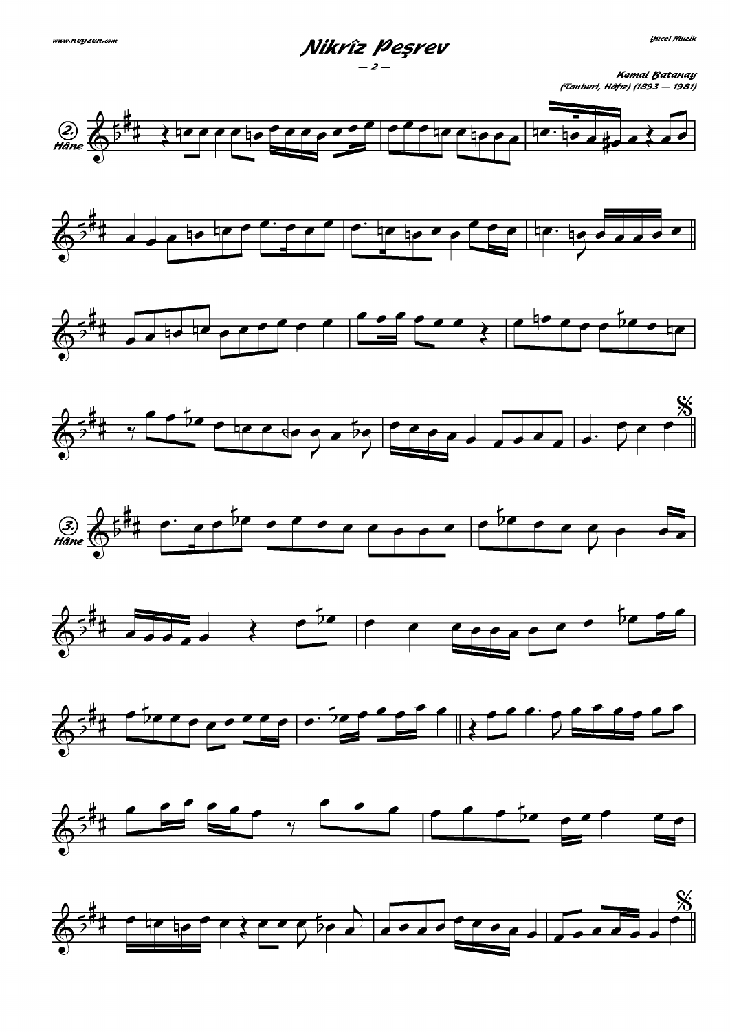# Nikrîz Peşrev

**Kemal Batanay**
*(Tanburi, Hâfız) (1893 – 1981)*

2. Hâne

3. Hâne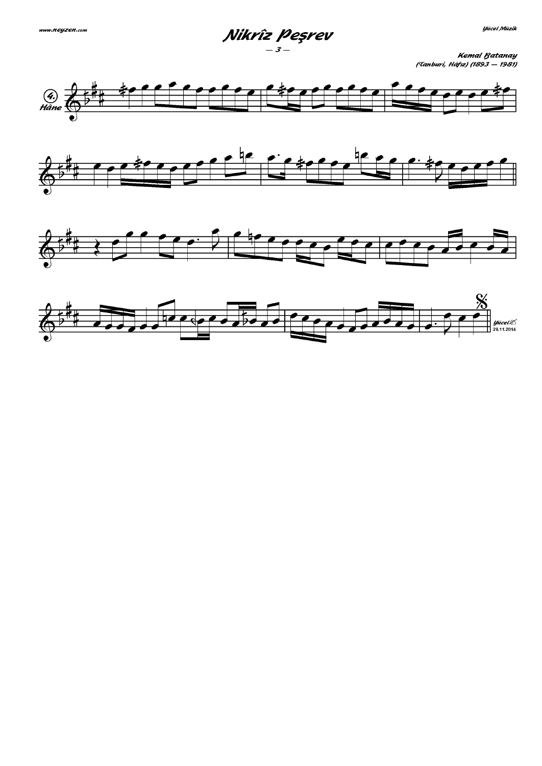# Nikrîz Peşrev

— 3 —

**Kemal Batanay**
(Tanburi, Hâfız) (1893 — 1981)

4. Hâne

Yücel
29.11.2014